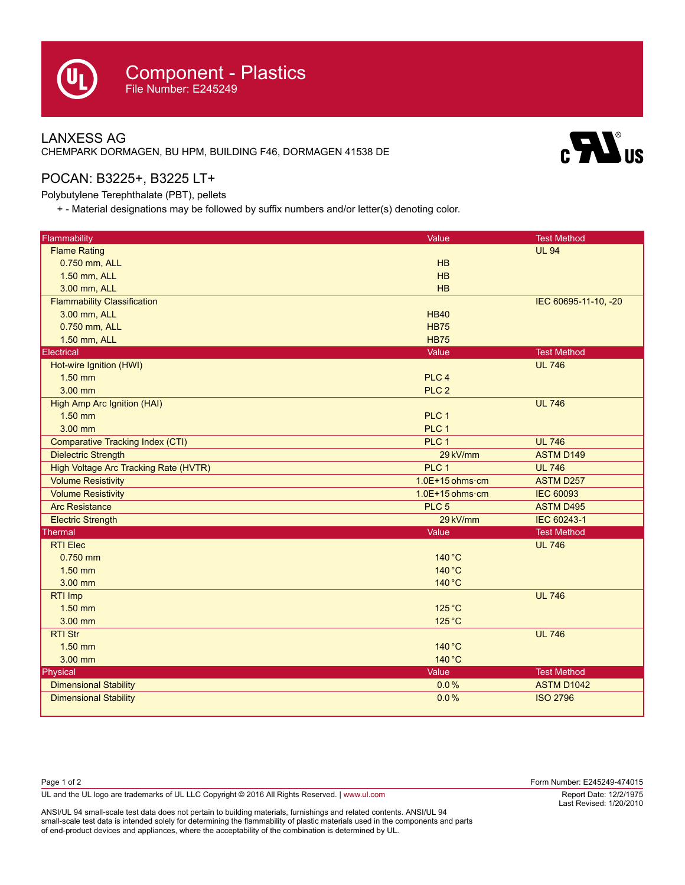# Component - Plastics

File Number: E245249

## LANXESS AG

CHEMPARK DORMAGEN, BU HPM, BUILDING F46, DORMAGEN 41538 DE

## POCAN: B3225+, B3225 LT+

Polybutylene Terephthalate (PBT), pellets

+ - Material designations may be followed by suffix numbers and/or letter(s) denoting color.

| Flammability | Value | Test Method |
|---|---|---|
| Flame Rating | | UL 94 |
| 0.750 mm, ALL | HB | |
| 1.50 mm, ALL | HB | |
| 3.00 mm, ALL | HB | |
| Flammability Classification | | IEC 60695-11-10, -20 |
| 3.00 mm, ALL | HB40 | |
| 0.750 mm, ALL | HB75 | |
| 1.50 mm, ALL | HB75 | |
| **Electrical** | **Value** | **Test Method** |
| Hot-wire Ignition (HWI) | | UL 746 |
| 1.50 mm | PLC 4 | |
| 3.00 mm | PLC 2 | |
| High Amp Arc Ignition (HAI) | | UL 746 |
| 1.50 mm | PLC 1 | |
| 3.00 mm | PLC 1 | |
| Comparative Tracking Index (CTI) | PLC 1 | UL 746 |
| Dielectric Strength | 29 kV/mm | ASTM D149 |
| High Voltage Arc Tracking Rate (HVTR) | PLC 1 | UL 746 |
| Volume Resistivity | 1.0E+15 ohms·cm | ASTM D257 |
| Volume Resistivity | 1.0E+15 ohms·cm | IEC 60093 |
| Arc Resistance | PLC 5 | ASTM D495 |
| Electric Strength | 29 kV/mm | IEC 60243-1 |
| **Thermal** | **Value** | **Test Method** |
| RTI Elec | | UL 746 |
| 0.750 mm | 140 °C | |
| 1.50 mm | 140 °C | |
| 3.00 mm | 140 °C | |
| RTI Imp | | UL 746 |
| 1.50 mm | 125 °C | |
| 3.00 mm | 125 °C | |
| RTI Str | | UL 746 |
| 1.50 mm | 140 °C | |
| 3.00 mm | 140 °C | |
| **Physical** | **Value** | **Test Method** |
| Dimensional Stability | 0.0 % | ASTM D1042 |
| Dimensional Stability | 0.0 % | ISO 2796 |

Form Number: E245249-474015

UL and the UL logo are trademarks of UL LLC Copyright © 2016 All Rights Reserved. | www.ul.com

Report Date: 12/2/1975
Last Revised: 1/20/2010

ANSI/UL 94 small-scale test data does not pertain to building materials, furnishings and related contents. ANSI/UL 94 small-scale test data is intended solely for determining the flammability of plastic materials used in the components and parts of end-product devices and appliances, where the acceptability of the combination is determined by UL.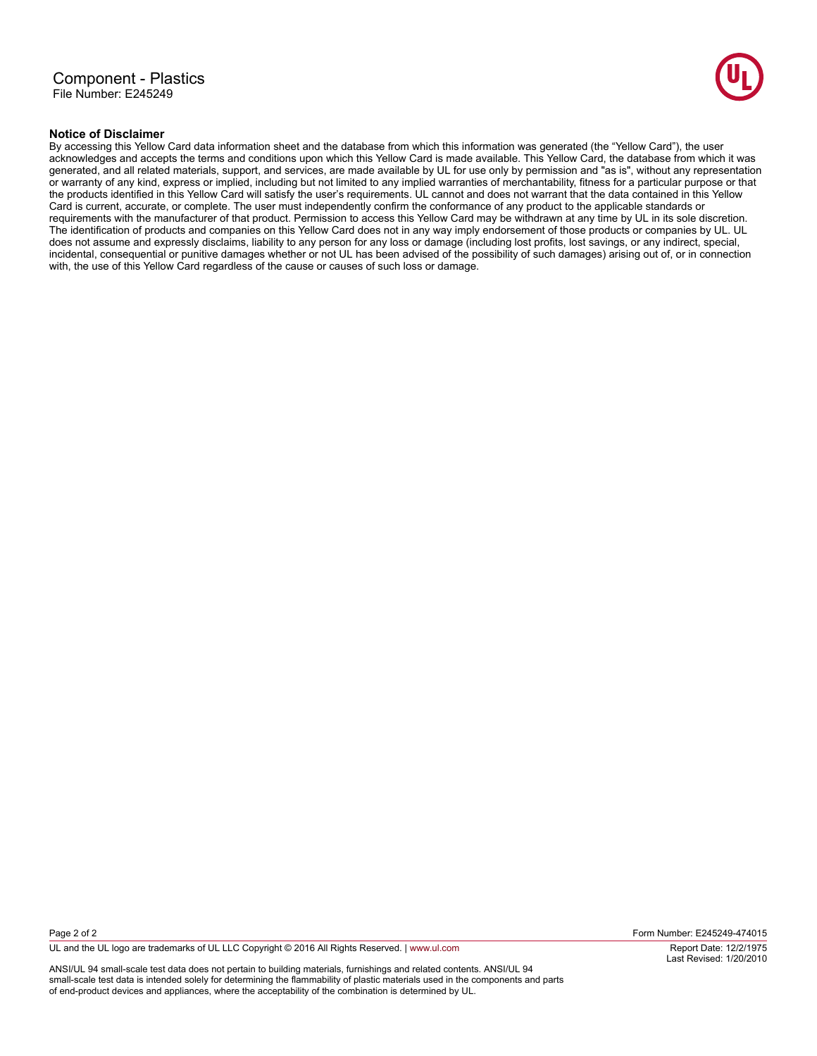## Notice of Disclaimer

By accessing this Yellow Card data information sheet and the database from which this information was generated (the "Yellow Card"), the user acknowledges and accepts the terms and conditions upon which this Yellow Card is made available. This Yellow Card, the database from which it was generated, and all related materials, support, and services, are made available by UL for use only by permission and "as is", without any representation or warranty of any kind, express or implied, including but not limited to any implied warranties of merchantability, fitness for a particular purpose or that the products identified in this Yellow Card will satisfy the user's requirements. UL cannot and does not warrant that the data contained in this Yellow Card is current, accurate, or complete. The user must independently confirm the conformance of any product to the applicable standards or requirements with the manufacturer of that product. Permission to access this Yellow Card may be withdrawn at any time by UL in its sole discretion. The identification of products and companies on this Yellow Card does not in any way imply endorsement of those products or companies by UL. UL does not assume and expressly disclaims, liability to any person for any loss or damage (including lost profits, lost savings, or any indirect, special, incidental, consequential or punitive damages whether or not UL has been advised of the possibility of such damages) arising out of, or in connection with, the use of this Yellow Card regardless of the cause or causes of such loss or damage.